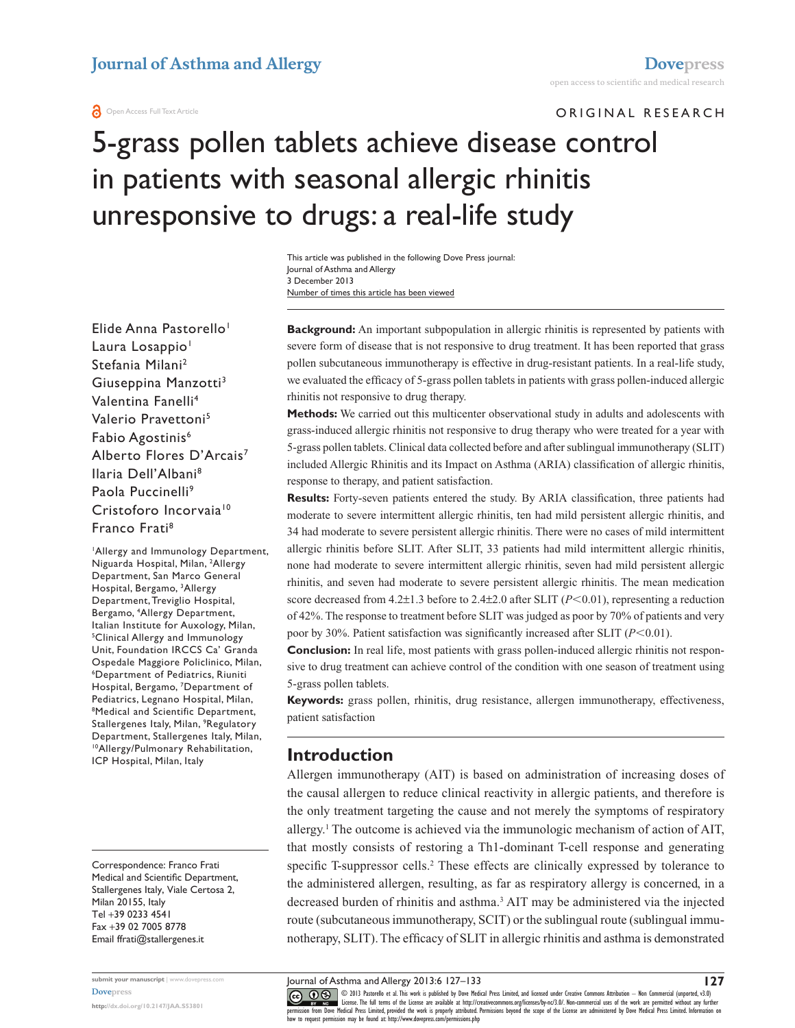ORIGINAL RESEARCH

# 5-grass pollen tablets achieve disease control in patients with seasonal allergic rhinitis unresponsive to drugs: a real-life study

This article was published in the following Dove Press journal:
Journal of Asthma and Allergy
3 December 2013
Number of times this article has been viewed

Elide Anna Pastorello[1]
Laura Losappio[1]
Stefania Milani[2]
Giuseppina Manzotti[3]
Valentina Fanelli[4]
Valerio Pravettoni[5]
Fabio Agostinis[6]
Alberto Flores D'Arcais[7]
Ilaria Dell'Albani[8]
Paola Puccinelli[9]
Cristoforo Incorvaia[10]
Franco Frati[8]

[1]Allergy and Immunology Department, Niguarda Hospital, Milan, [2]Allergy Department, San Marco General Hospital, Bergamo, [3]Allergy Department, Treviglio Hospital, Bergamo, [4]Allergy Department, Italian Institute for Auxology, Milan, [5]Clinical Allergy and Immunology Unit, Foundation IRCCS Ca' Granda Ospedale Maggiore Policlinico, Milan, [6]Department of Pediatrics, Riuniti Hospital, Bergamo, [7]Department of Pediatrics, Legnano Hospital, Milan, [8]Medical and Scientific Department, Stallergenes Italy, Milan, [9]Regulatory Department, Stallergenes Italy, Milan, [10]Allergy/Pulmonary Rehabilitation, ICP Hospital, Milan, Italy

Correspondence: Franco Frati
Medical and Scientific Department, Stallergenes Italy, Viale Certosa 2, Milan 20155, Italy
Tel +39 0233 4541
Fax +39 02 7005 8778
Email ffrati@stallergenes.it

**Background:** An important subpopulation in allergic rhinitis is represented by patients with severe form of disease that is not responsive to drug treatment. It has been reported that grass pollen subcutaneous immunotherapy is effective in drug-resistant patients. In a real-life study, we evaluated the efficacy of 5-grass pollen tablets in patients with grass pollen-induced allergic rhinitis not responsive to drug therapy.

**Methods:** We carried out this multicenter observational study in adults and adolescents with grass-induced allergic rhinitis not responsive to drug therapy who were treated for a year with 5-grass pollen tablets. Clinical data collected before and after sublingual immunotherapy (SLIT) included Allergic Rhinitis and its Impact on Asthma (ARIA) classification of allergic rhinitis, response to therapy, and patient satisfaction.

**Results:** Forty-seven patients entered the study. By ARIA classification, three patients had moderate to severe intermittent allergic rhinitis, ten had mild persistent allergic rhinitis, and 34 had moderate to severe persistent allergic rhinitis. There were no cases of mild intermittent allergic rhinitis before SLIT. After SLIT, 33 patients had mild intermittent allergic rhinitis, none had moderate to severe intermittent allergic rhinitis, seven had mild persistent allergic rhinitis, and seven had moderate to severe persistent allergic rhinitis. The mean medication score decreased from 4.2±1.3 before to 2.4±2.0 after SLIT ($P<0.01$), representing a reduction of 42%. The response to treatment before SLIT was judged as poor by 70% of patients and very poor by 30%. Patient satisfaction was significantly increased after SLIT ($P<0.01$).

**Conclusion:** In real life, most patients with grass pollen-induced allergic rhinitis not responsive to drug treatment can achieve control of the condition with one season of treatment using 5-grass pollen tablets.

**Keywords:** grass pollen, rhinitis, drug resistance, allergen immunotherapy, effectiveness, patient satisfaction

## Introduction

Allergen immunotherapy (AIT) is based on administration of increasing doses of the causal allergen to reduce clinical reactivity in allergic patients, and therefore is the only treatment targeting the cause and not merely the symptoms of respiratory allergy.[1] The outcome is achieved via the immunologic mechanism of action of AIT, that mostly consists of restoring a Th1-dominant T-cell response and generating specific T-suppressor cells.[2] These effects are clinically expressed by tolerance to the administered allergen, resulting, as far as respiratory allergy is concerned, in a decreased burden of rhinitis and asthma.[3] AIT may be administered via the injected route (subcutaneous immunotherapy, SCIT) or the sublingual route (sublingual immunotherapy, SLIT). The efficacy of SLIT in allergic rhinitis and asthma is demonstrated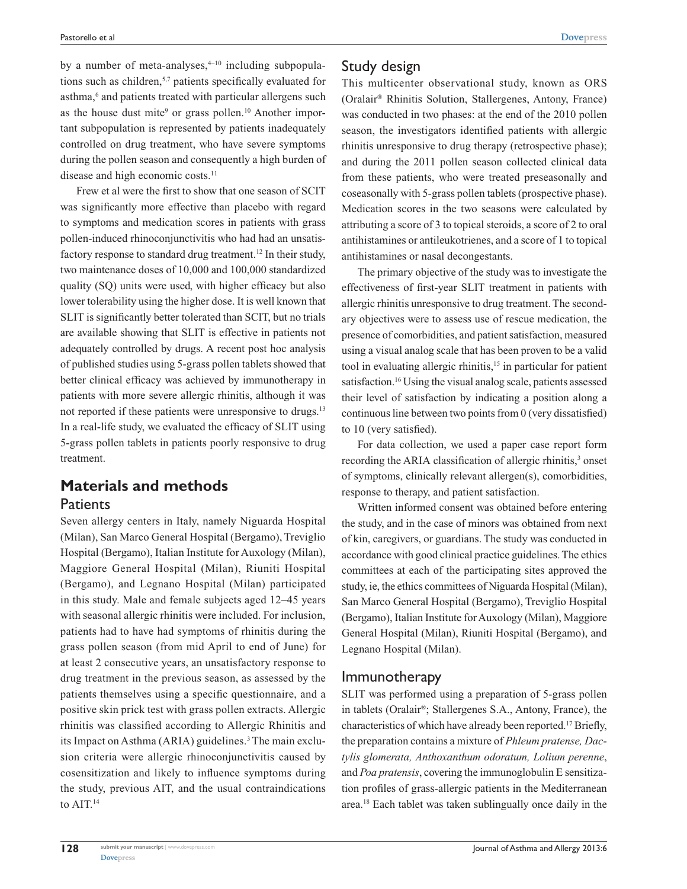by a number of meta-analyses,[4–10] including subpopulations such as children,[5,7] patients specifically evaluated for asthma,[6] and patients treated with particular allergens such as the house dust mite[9] or grass pollen.[10] Another important subpopulation is represented by patients inadequately controlled on drug treatment, who have severe symptoms during the pollen season and consequently a high burden of disease and high economic costs.[11]

Frew et al were the first to show that one season of SCIT was significantly more effective than placebo with regard to symptoms and medication scores in patients with grass pollen-induced rhinoconjunctivitis who had had an unsatisfactory response to standard drug treatment.[12] In their study, two maintenance doses of 10,000 and 100,000 standardized quality (SQ) units were used, with higher efficacy but also lower tolerability using the higher dose. It is well known that SLIT is significantly better tolerated than SCIT, but no trials are available showing that SLIT is effective in patients not adequately controlled by drugs. A recent post hoc analysis of published studies using 5-grass pollen tablets showed that better clinical efficacy was achieved by immunotherapy in patients with more severe allergic rhinitis, although it was not reported if these patients were unresponsive to drugs.[13] In a real-life study, we evaluated the efficacy of SLIT using 5-grass pollen tablets in patients poorly responsive to drug treatment.

## Materials and methods

### Patients

Seven allergy centers in Italy, namely Niguarda Hospital (Milan), San Marco General Hospital (Bergamo), Treviglio Hospital (Bergamo), Italian Institute for Auxology (Milan), Maggiore General Hospital (Milan), Riuniti Hospital (Bergamo), and Legnano Hospital (Milan) participated in this study. Male and female subjects aged 12–45 years with seasonal allergic rhinitis were included. For inclusion, patients had to have had symptoms of rhinitis during the grass pollen season (from mid April to end of June) for at least 2 consecutive years, an unsatisfactory response to drug treatment in the previous season, as assessed by the patients themselves using a specific questionnaire, and a positive skin prick test with grass pollen extracts. Allergic rhinitis was classified according to Allergic Rhinitis and its Impact on Asthma (ARIA) guidelines.[3] The main exclusion criteria were allergic rhinoconjunctivitis caused by cosensitization and likely to influence symptoms during the study, previous AIT, and the usual contraindications to AIT.[14]

### Study design

This multicenter observational study, known as ORS (Oralair® Rhinitis Solution, Stallergenes, Antony, France) was conducted in two phases: at the end of the 2010 pollen season, the investigators identified patients with allergic rhinitis unresponsive to drug therapy (retrospective phase); and during the 2011 pollen season collected clinical data from these patients, who were treated preseasonally and coseasonally with 5-grass pollen tablets (prospective phase). Medication scores in the two seasons were calculated by attributing a score of 3 to topical steroids, a score of 2 to oral antihistamines or antileukotrienes, and a score of 1 to topical antihistamines or nasal decongestants.

The primary objective of the study was to investigate the effectiveness of first-year SLIT treatment in patients with allergic rhinitis unresponsive to drug treatment. The secondary objectives were to assess use of rescue medication, the presence of comorbidities, and patient satisfaction, measured using a visual analog scale that has been proven to be a valid tool in evaluating allergic rhinitis,[15] in particular for patient satisfaction.[16] Using the visual analog scale, patients assessed their level of satisfaction by indicating a position along a continuous line between two points from 0 (very dissatisfied) to 10 (very satisfied).

For data collection, we used a paper case report form recording the ARIA classification of allergic rhinitis,[3] onset of symptoms, clinically relevant allergen(s), comorbidities, response to therapy, and patient satisfaction.

Written informed consent was obtained before entering the study, and in the case of minors was obtained from next of kin, caregivers, or guardians. The study was conducted in accordance with good clinical practice guidelines. The ethics committees at each of the participating sites approved the study, ie, the ethics committees of Niguarda Hospital (Milan), San Marco General Hospital (Bergamo), Treviglio Hospital (Bergamo), Italian Institute for Auxology (Milan), Maggiore General Hospital (Milan), Riuniti Hospital (Bergamo), and Legnano Hospital (Milan).

### Immunotherapy

SLIT was performed using a preparation of 5-grass pollen in tablets (Oralair®; Stallergenes S.A., Antony, France), the characteristics of which have already been reported.[17] Briefly, the preparation contains a mixture of *Phleum pratense, Dactylis glomerata, Anthoxanthum odoratum, Lolium perenne*, and *Poa pratensis*, covering the immunoglobulin E sensitization profiles of grass-allergic patients in the Mediterranean area.[18] Each tablet was taken sublingually once daily in the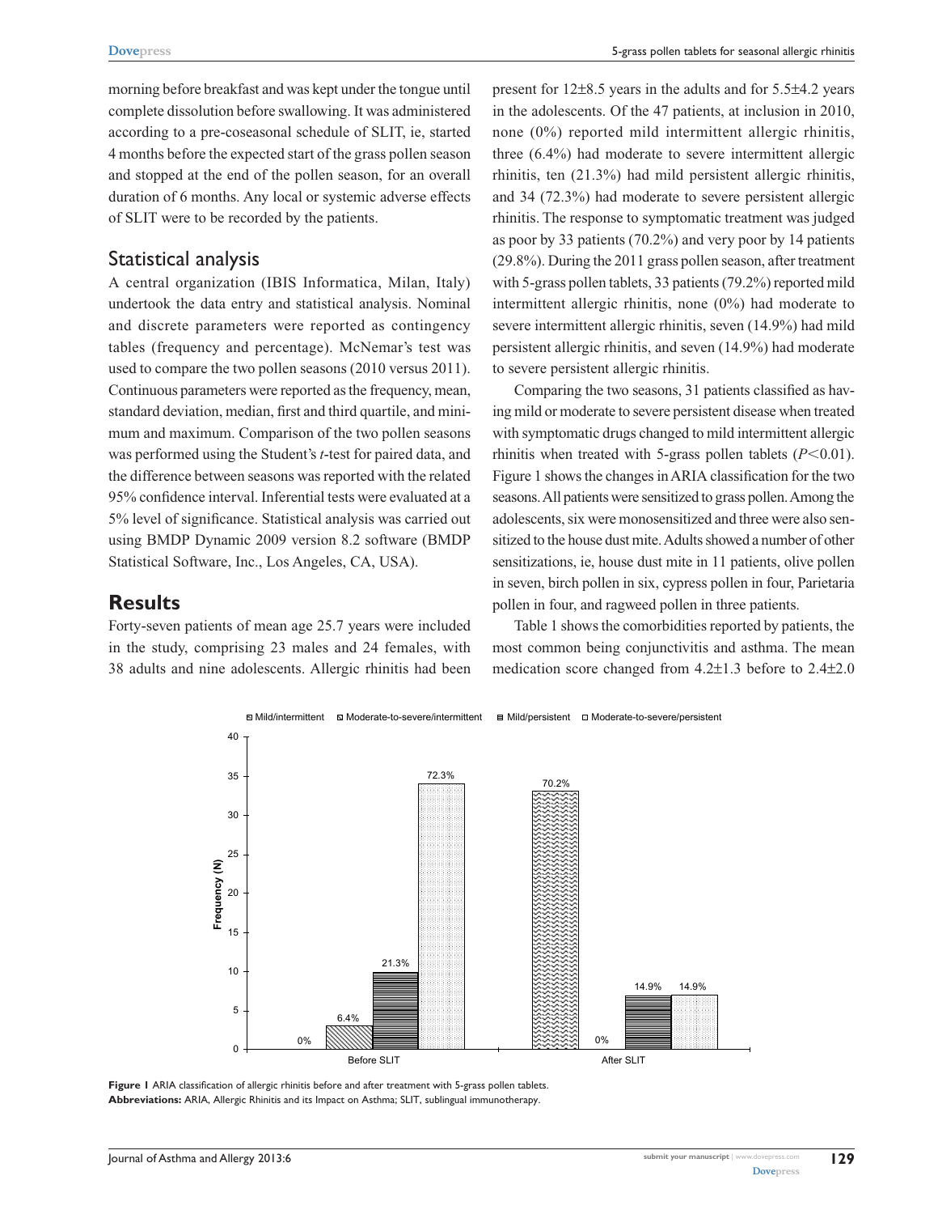morning before breakfast and was kept under the tongue until complete dissolution before swallowing. It was administered according to a pre-coseasonal schedule of SLIT, ie, started 4 months before the expected start of the grass pollen season and stopped at the end of the pollen season, for an overall duration of 6 months. Any local or systemic adverse effects of SLIT were to be recorded by the patients.

## Statistical analysis

A central organization (IBIS Informatica, Milan, Italy) undertook the data entry and statistical analysis. Nominal and discrete parameters were reported as contingency tables (frequency and percentage). McNemar's test was used to compare the two pollen seasons (2010 versus 2011). Continuous parameters were reported as the frequency, mean, standard deviation, median, first and third quartile, and minimum and maximum. Comparison of the two pollen seasons was performed using the Student's *t*-test for paired data, and the difference between seasons was reported with the related 95% confidence interval. Inferential tests were evaluated at a 5% level of significance. Statistical analysis was carried out using BMDP Dynamic 2009 version 8.2 software (BMDP Statistical Software, Inc., Los Angeles, CA, USA).

# Results

Forty-seven patients of mean age 25.7 years were included in the study, comprising 23 males and 24 females, with 38 adults and nine adolescents. Allergic rhinitis had been present for 12±8.5 years in the adults and for 5.5±4.2 years in the adolescents. Of the 47 patients, at inclusion in 2010, none (0%) reported mild intermittent allergic rhinitis, three (6.4%) had moderate to severe intermittent allergic rhinitis, ten (21.3%) had mild persistent allergic rhinitis, and 34 (72.3%) had moderate to severe persistent allergic rhinitis. The response to symptomatic treatment was judged as poor by 33 patients (70.2%) and very poor by 14 patients (29.8%). During the 2011 grass pollen season, after treatment with 5-grass pollen tablets, 33 patients (79.2%) reported mild intermittent allergic rhinitis, none (0%) had moderate to severe intermittent allergic rhinitis, seven (14.9%) had mild persistent allergic rhinitis, and seven (14.9%) had moderate to severe persistent allergic rhinitis.

Comparing the two seasons, 31 patients classified as having mild or moderate to severe persistent disease when treated with symptomatic drugs changed to mild intermittent allergic rhinitis when treated with 5-grass pollen tablets ($P<0.01$). Figure 1 shows the changes in ARIA classification for the two seasons. All patients were sensitized to grass pollen. Among the adolescents, six were monosensitized and three were also sensitized to the house dust mite. Adults showed a number of other sensitizations, ie, house dust mite in 11 patients, olive pollen in seven, birch pollen in six, cypress pollen in four, Parietaria pollen in four, and ragweed pollen in three patients.

Table 1 shows the comorbidities reported by patients, the most common being conjunctivitis and asthma. The mean medication score changed from 4.2±1.3 before to 2.4±2.0

**Figure 1** ARIA classification of allergic rhinitis before and after treatment with 5-grass pollen tablets.
**Abbreviations:** ARIA, Allergic Rhinitis and its Impact on Asthma; SLIT, sublingual immunotherapy.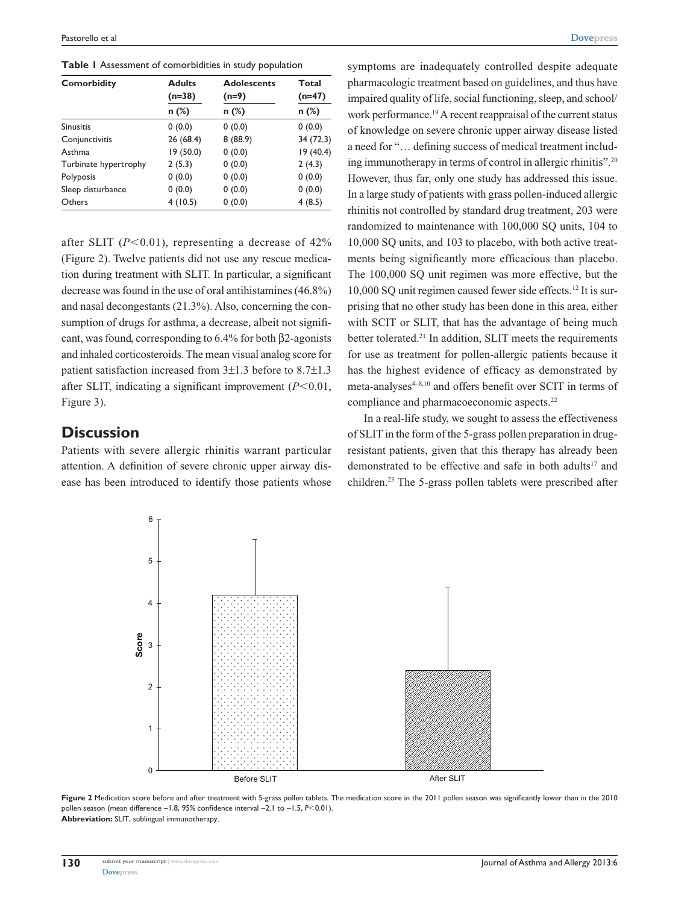**Table 1** Assessment of comorbidities in study population

| Comorbidity | Adults (n=38) | Adolescents (n=9) | Total (n=47) |
|---|---|---|---|
| | n (%) | n (%) | n (%) |
| Sinusitis | 0 (0.0) | 0 (0.0) | 0 (0.0) |
| Conjunctivitis | 26 (68.4) | 8 (88.9) | 34 (72.3) |
| Asthma | 19 (50.0) | 0 (0.0) | 19 (40.4) |
| Turbinate hypertrophy | 2 (5.3) | 0 (0.0) | 2 (4.3) |
| Polyposis | 0 (0.0) | 0 (0.0) | 0 (0.0) |
| Sleep disturbance | 0 (0.0) | 0 (0.0) | 0 (0.0) |
| Others | 4 (10.5) | 0 (0.0) | 4 (8.5) |

after SLIT ($P<0.01$), representing a decrease of 42% (Figure 2). Twelve patients did not use any rescue medication during treatment with SLIT. In particular, a significant decrease was found in the use of oral antihistamines (46.8%) and nasal decongestants (21.3%). Also, concerning the consumption of drugs for asthma, a decrease, albeit not significant, was found, corresponding to 6.4% for both β2-agonists and inhaled corticosteroids. The mean visual analog score for patient satisfaction increased from 3±1.3 before to 8.7±1.3 after SLIT, indicating a significant improvement ($P<0.01$, Figure 3).

## Discussion

Patients with severe allergic rhinitis warrant particular attention. A definition of severe chronic upper airway disease has been introduced to identify those patients whose symptoms are inadequately controlled despite adequate pharmacologic treatment based on guidelines, and thus have impaired quality of life, social functioning, sleep, and school/work performance.[19] A recent reappraisal of the current status of knowledge on severe chronic upper airway disease listed a need for "… defining success of medical treatment including immunotherapy in terms of control in allergic rhinitis".[20] However, thus far, only one study has addressed this issue. In a large study of patients with grass pollen-induced allergic rhinitis not controlled by standard drug treatment, 203 were randomized to maintenance with 100,000 SQ units, 104 to 10,000 SQ units, and 103 to placebo, with both active treatments being significantly more efficacious than placebo. The 100,000 SQ unit regimen was more effective, but the 10,000 SQ unit regimen caused fewer side effects.[12] It is surprising that no other study has been done in this area, either with SCIT or SLIT, that has the advantage of being much better tolerated.[21] In addition, SLIT meets the requirements for use as treatment for pollen-allergic patients because it has the highest evidence of efficacy as demonstrated by meta-analyses[4–8,10] and offers benefit over SCIT in terms of compliance and pharmacoeconomic aspects.[22]

In a real-life study, we sought to assess the effectiveness of SLIT in the form of the 5-grass pollen preparation in drug-resistant patients, given that this therapy has already been demonstrated to be effective and safe in both adults[17] and children.[23] The 5-grass pollen tablets were prescribed after

**Figure 2** Medication score before and after treatment with 5-grass pollen tablets. The medication score in the 2011 pollen season was significantly lower than in the 2010 pollen season (mean difference −1.8, 95% confidence interval −2.1 to −1.5, $P<0.01$).

**Abbreviation:** SLIT, sublingual immunotherapy.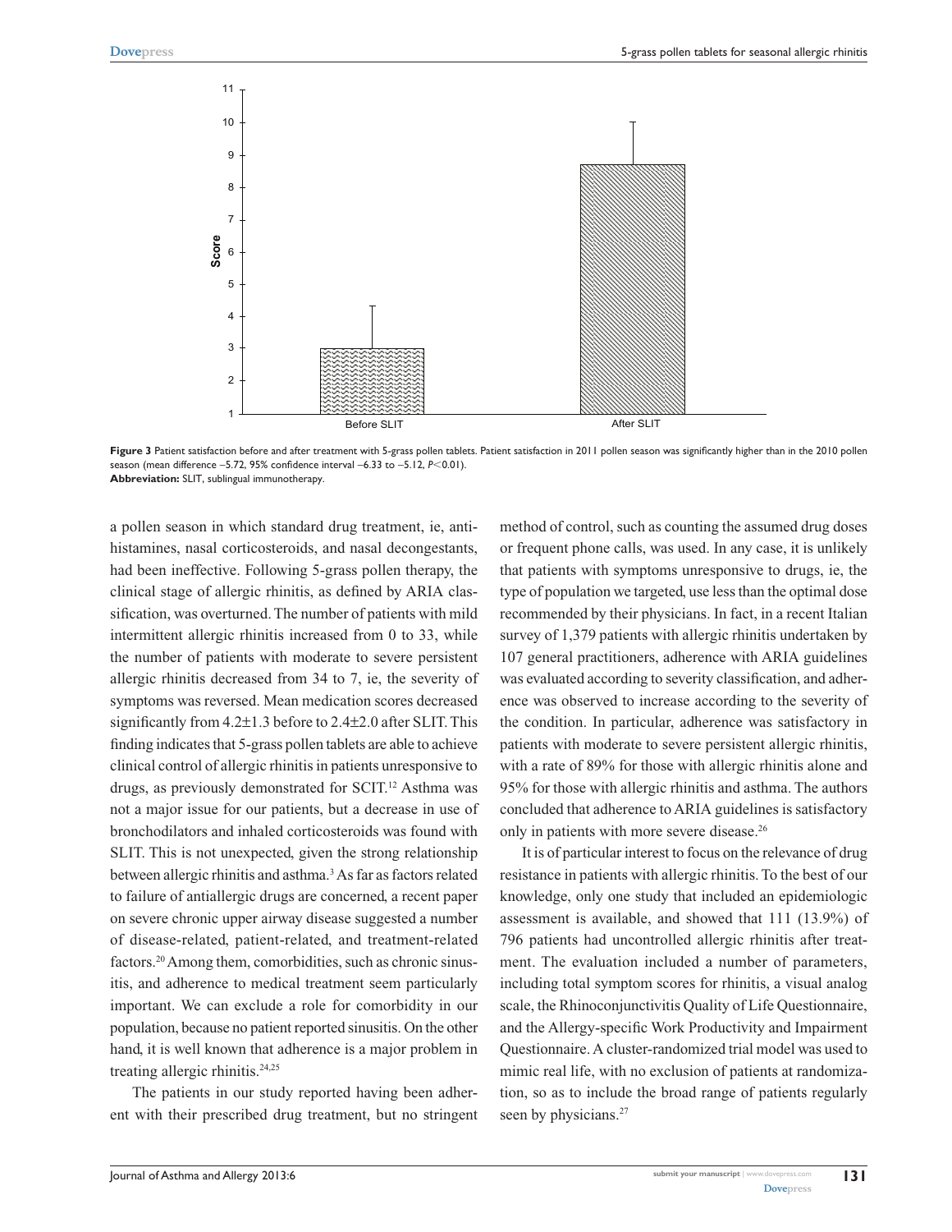**Figure 3** Patient satisfaction before and after treatment with 5-grass pollen tablets. Patient satisfaction in 2011 pollen season was significantly higher than in the 2010 pollen season (mean difference −5.72, 95% confidence interval −6.33 to −5.12, $P<0.01$).
**Abbreviation:** SLIT, sublingual immunotherapy.

a pollen season in which standard drug treatment, ie, antihistamines, nasal corticosteroids, and nasal decongestants, had been ineffective. Following 5-grass pollen therapy, the clinical stage of allergic rhinitis, as defined by ARIA classification, was overturned. The number of patients with mild intermittent allergic rhinitis increased from 0 to 33, while the number of patients with moderate to severe persistent allergic rhinitis decreased from 34 to 7, ie, the severity of symptoms was reversed. Mean medication scores decreased significantly from $4.2 \pm 1.3$ before to $2.4 \pm 2.0$ after SLIT. This finding indicates that 5-grass pollen tablets are able to achieve clinical control of allergic rhinitis in patients unresponsive to drugs, as previously demonstrated for SCIT.[12] Asthma was not a major issue for our patients, but a decrease in use of bronchodilators and inhaled corticosteroids was found with SLIT. This is not unexpected, given the strong relationship between allergic rhinitis and asthma.[3] As far as factors related to failure of antiallergic drugs are concerned, a recent paper on severe chronic upper airway disease suggested a number of disease-related, patient-related, and treatment-related factors.[20] Among them, comorbidities, such as chronic sinusitis, and adherence to medical treatment seem particularly important. We can exclude a role for comorbidity in our population, because no patient reported sinusitis. On the other hand, it is well known that adherence is a major problem in treating allergic rhinitis.[24,25]

The patients in our study reported having been adherent with their prescribed drug treatment, but no stringent method of control, such as counting the assumed drug doses or frequent phone calls, was used. In any case, it is unlikely that patients with symptoms unresponsive to drugs, ie, the type of population we targeted, use less than the optimal dose recommended by their physicians. In fact, in a recent Italian survey of 1,379 patients with allergic rhinitis undertaken by 107 general practitioners, adherence with ARIA guidelines was evaluated according to severity classification, and adherence was observed to increase according to the severity of the condition. In particular, adherence was satisfactory in patients with moderate to severe persistent allergic rhinitis, with a rate of 89% for those with allergic rhinitis alone and 95% for those with allergic rhinitis and asthma. The authors concluded that adherence to ARIA guidelines is satisfactory only in patients with more severe disease.[26]

It is of particular interest to focus on the relevance of drug resistance in patients with allergic rhinitis. To the best of our knowledge, only one study that included an epidemiologic assessment is available, and showed that 111 (13.9%) of 796 patients had uncontrolled allergic rhinitis after treatment. The evaluation included a number of parameters, including total symptom scores for rhinitis, a visual analog scale, the Rhinoconjunctivitis Quality of Life Questionnaire, and the Allergy-specific Work Productivity and Impairment Questionnaire. A cluster-randomized trial model was used to mimic real life, with no exclusion of patients at randomization, so as to include the broad range of patients regularly seen by physicians.[27]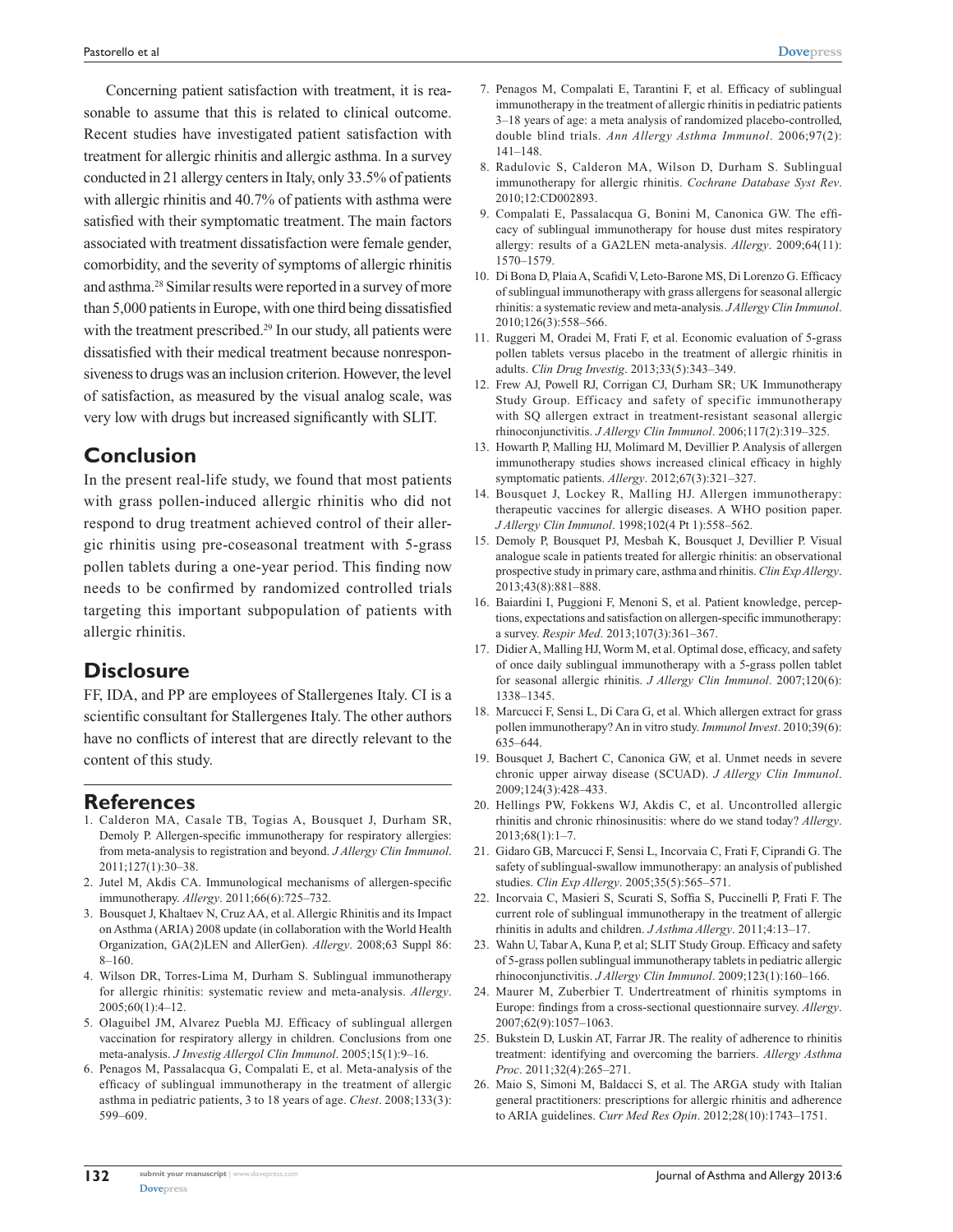Concerning patient satisfaction with treatment, it is reasonable to assume that this is related to clinical outcome. Recent studies have investigated patient satisfaction with treatment for allergic rhinitis and allergic asthma. In a survey conducted in 21 allergy centers in Italy, only 33.5% of patients with allergic rhinitis and 40.7% of patients with asthma were satisfied with their symptomatic treatment. The main factors associated with treatment dissatisfaction were female gender, comorbidity, and the severity of symptoms of allergic rhinitis and asthma.[28] Similar results were reported in a survey of more than 5,000 patients in Europe, with one third being dissatisfied with the treatment prescribed.[29] In our study, all patients were dissatisfied with their medical treatment because nonresponsiveness to drugs was an inclusion criterion. However, the level of satisfaction, as measured by the visual analog scale, was very low with drugs but increased significantly with SLIT.

## Conclusion

In the present real-life study, we found that most patients with grass pollen-induced allergic rhinitis who did not respond to drug treatment achieved control of their allergic rhinitis using pre-coseasonal treatment with 5-grass pollen tablets during a one-year period. This finding now needs to be confirmed by randomized controlled trials targeting this important subpopulation of patients with allergic rhinitis.

## Disclosure

FF, IDA, and PP are employees of Stallergenes Italy. CI is a scientific consultant for Stallergenes Italy. The other authors have no conflicts of interest that are directly relevant to the content of this study.

## References

1. Calderon MA, Casale TB, Togias A, Bousquet J, Durham SR, Demoly P. Allergen-specific immunotherapy for respiratory allergies: from meta-analysis to registration and beyond. *J Allergy Clin Immunol*. 2011;127(1):30–38.
2. Jutel M, Akdis CA. Immunological mechanisms of allergen-specific immunotherapy. *Allergy*. 2011;66(6):725–732.
3. Bousquet J, Khaltaev N, Cruz AA, et al. Allergic Rhinitis and its Impact on Asthma (ARIA) 2008 update (in collaboration with the World Health Organization, GA(2)LEN and AllerGen). *Allergy*. 2008;63 Suppl 86: 8–160.
4. Wilson DR, Torres-Lima M, Durham S. Sublingual immunotherapy for allergic rhinitis: systematic review and meta-analysis. *Allergy*. 2005;60(1):4–12.
5. Olaguibel JM, Alvarez Puebla MJ. Efficacy of sublingual allergen vaccination for respiratory allergy in children. Conclusions from one meta-analysis. *J Investig Allergol Clin Immunol*. 2005;15(1):9–16.
6. Penagos M, Passalacqua G, Compalati E, et al. Meta-analysis of the efficacy of sublingual immunotherapy in the treatment of allergic asthma in pediatric patients, 3 to 18 years of age. *Chest*. 2008;133(3): 599–609.
7. Penagos M, Compalati E, Tarantini F, et al. Efficacy of sublingual immunotherapy in the treatment of allergic rhinitis in pediatric patients 3–18 years of age: a meta analysis of randomized placebo-controlled, double blind trials. *Ann Allergy Asthma Immunol*. 2006;97(2): 141–148.
8. Radulovic S, Calderon MA, Wilson D, Durham S. Sublingual immunotherapy for allergic rhinitis. *Cochrane Database Syst Rev*. 2010;12:CD002893.
9. Compalati E, Passalacqua G, Bonini M, Canonica GW. The efficacy of sublingual immunotherapy for house dust mites respiratory allergy: results of a GA2LEN meta-analysis. *Allergy*. 2009;64(11): 1570–1579.
10. Di Bona D, Plaia A, Scafidi V, Leto-Barone MS, Di Lorenzo G. Efficacy of sublingual immunotherapy with grass allergens for seasonal allergic rhinitis: a systematic review and meta-analysis. *J Allergy Clin Immunol*. 2010;126(3):558–566.
11. Ruggeri M, Oradei M, Frati F, et al. Economic evaluation of 5-grass pollen tablets versus placebo in the treatment of allergic rhinitis in adults. *Clin Drug Investig*. 2013;33(5):343–349.
12. Frew AJ, Powell RJ, Corrigan CJ, Durham SR; UK Immunotherapy Study Group. Efficacy and safety of specific immunotherapy with SQ allergen extract in treatment-resistant seasonal allergic rhinoconjunctivitis. *J Allergy Clin Immunol*. 2006;117(2):319–325.
13. Howarth P, Malling HJ, Molimard M, Devillier P. Analysis of allergen immunotherapy studies shows increased clinical efficacy in highly symptomatic patients. *Allergy*. 2012;67(3):321–327.
14. Bousquet J, Lockey R, Malling HJ. Allergen immunotherapy: therapeutic vaccines for allergic diseases. A WHO position paper. *J Allergy Clin Immunol*. 1998;102(4 Pt 1):558–562.
15. Demoly P, Bousquet PJ, Mesbah K, Bousquet J, Devillier P. Visual analogue scale in patients treated for allergic rhinitis: an observational prospective study in primary care, asthma and rhinitis. *Clin Exp Allergy*. 2013;43(8):881–888.
16. Baiardini I, Puggioni F, Menoni S, et al. Patient knowledge, perceptions, expectations and satisfaction on allergen-specific immunotherapy: a survey. *Respir Med*. 2013;107(3):361–367.
17. Didier A, Malling HJ, Worm M, et al. Optimal dose, efficacy, and safety of once daily sublingual immunotherapy with a 5-grass pollen tablet for seasonal allergic rhinitis. *J Allergy Clin Immunol*. 2007;120(6): 1338–1345.
18. Marcucci F, Sensi L, Di Cara G, et al. Which allergen extract for grass pollen immunotherapy? An in vitro study. *Immunol Invest*. 2010;39(6): 635–644.
19. Bousquet J, Bachert C, Canonica GW, et al. Unmet needs in severe chronic upper airway disease (SCUAD). *J Allergy Clin Immunol*. 2009;124(3):428–433.
20. Hellings PW, Fokkens WJ, Akdis C, et al. Uncontrolled allergic rhinitis and chronic rhinosinusitis: where do we stand today? *Allergy*. 2013;68(1):1–7.
21. Gidaro GB, Marcucci F, Sensi L, Incorvaia C, Frati F, Ciprandi G. The safety of sublingual-swallow immunotherapy: an analysis of published studies. *Clin Exp Allergy*. 2005;35(5):565–571.
22. Incorvaia C, Masieri S, Scurati S, Soffia S, Puccinelli P, Frati F. The current role of sublingual immunotherapy in the treatment of allergic rhinitis in adults and children. *J Asthma Allergy*. 2011;4:13–17.
23. Wahn U, Tabar A, Kuna P, et al; SLIT Study Group. Efficacy and safety of 5-grass pollen sublingual immunotherapy tablets in pediatric allergic rhinoconjunctivitis. *J Allergy Clin Immunol*. 2009;123(1):160–166.
24. Maurer M, Zuberbier T. Undertreatment of rhinitis symptoms in Europe: findings from a cross-sectional questionnaire survey. *Allergy*. 2007;62(9):1057–1063.
25. Bukstein D, Luskin AT, Farrar JR. The reality of adherence to rhinitis treatment: identifying and overcoming the barriers. *Allergy Asthma Proc*. 2011;32(4):265–271.
26. Maio S, Simoni M, Baldacci S, et al. The ARGA study with Italian general practitioners: prescriptions for allergic rhinitis and adherence to ARIA guidelines. *Curr Med Res Opin*. 2012;28(10):1743–1751.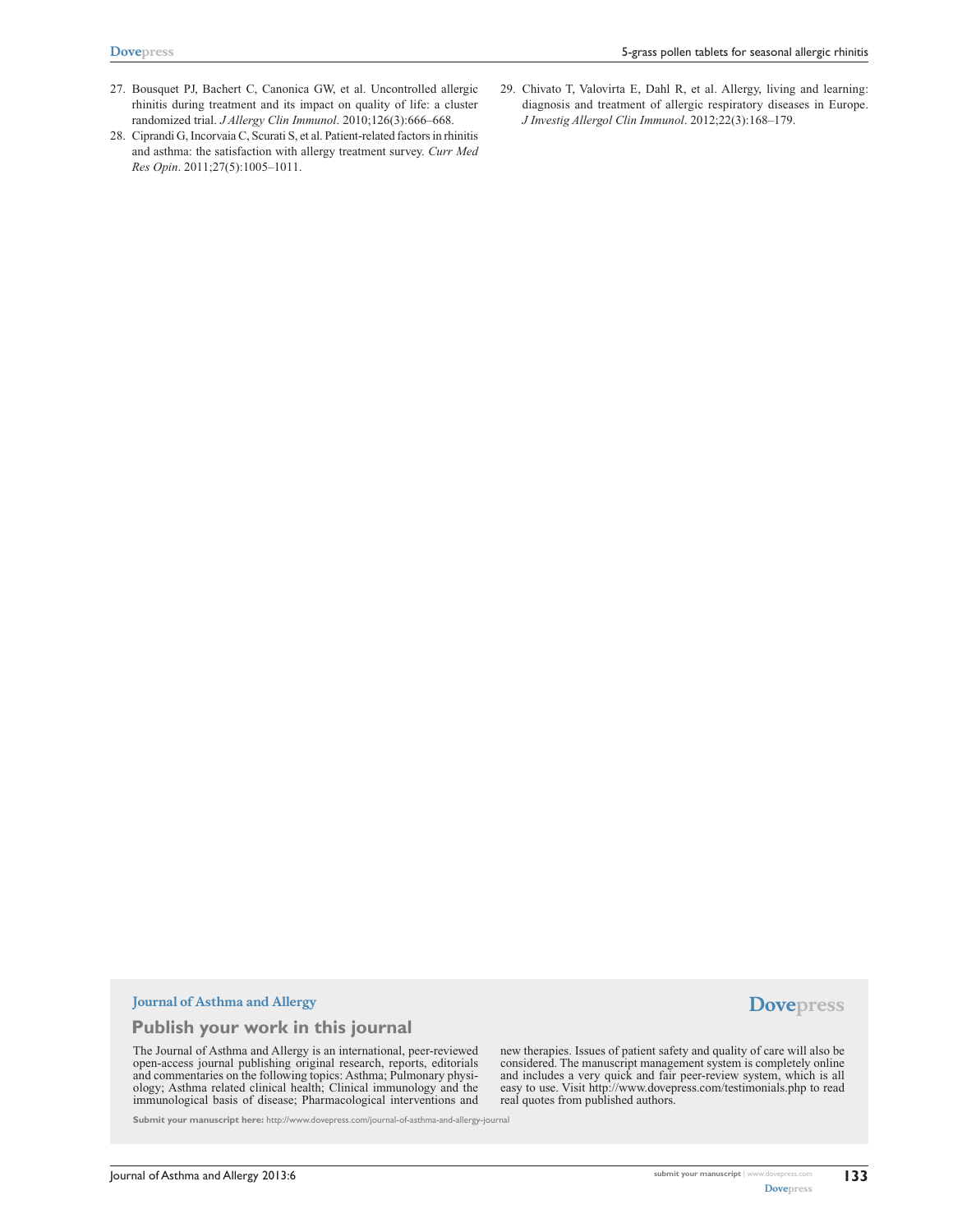27. Bousquet PJ, Bachert C, Canonica GW, et al. Uncontrolled allergic rhinitis during treatment and its impact on quality of life: a cluster randomized trial. *J Allergy Clin Immunol*. 2010;126(3):666–668.
28. Ciprandi G, Incorvaia C, Scurati S, et al. Patient-related factors in rhinitis and asthma: the satisfaction with allergy treatment survey. *Curr Med Res Opin*. 2011;27(5):1005–1011.
29. Chivato T, Valovirta E, Dahl R, et al. Allergy, living and learning: diagnosis and treatment of allergic respiratory diseases in Europe. *J Investig Allergol Clin Immunol*. 2012;22(3):168–179.

**Journal of Asthma and Allergy**

## Publish your work in this journal

The Journal of Asthma and Allergy is an international, peer-reviewed open-access journal publishing original research, reports, editorials and commentaries on the following topics: Asthma; Pulmonary physiology; Asthma related clinical health; Clinical immunology and the immunological basis of disease; Pharmacological interventions and new therapies. Issues of patient safety and quality of care will also be considered. The manuscript management system is completely online and includes a very quick and fair peer-review system, which is all easy to use. Visit http://www.dovepress.com/testimonials.php to read real quotes from published authors.

**Submit your manuscript here:** http://www.dovepress.com/journal-of-asthma-and-allergy-journal